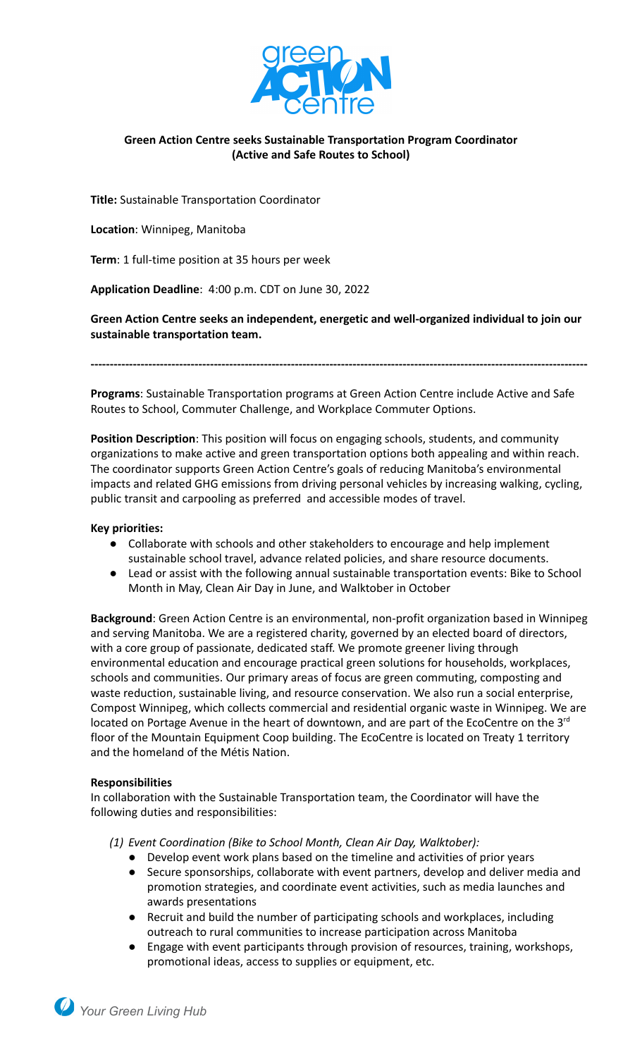# Green Action Centre seeks Sustainable Transportation Program Coordinator (Active and Safe Routes to School)

**Title:** Sustainable Transportation Coordinator

**Location**: Winnipeg, Manitoba

**Term**: 1 full-time position at 35 hours per week

**Application Deadline**: 4:00 p.m. CDT on June 30, 2022

**Green Action Centre seeks an independent, energetic and well-organized individual to join our sustainable transportation team.**

---

**Programs**: Sustainable Transportation programs at Green Action Centre include Active and Safe Routes to School, Commuter Challenge, and Workplace Commuter Options.

**Position Description**: This position will focus on engaging schools, students, and community organizations to make active and green transportation options both appealing and within reach. The coordinator supports Green Action Centre's goals of reducing Manitoba's environmental impacts and related GHG emissions from driving personal vehicles by increasing walking, cycling, public transit and carpooling as preferred and accessible modes of travel.

**Key priorities:**

- Collaborate with schools and other stakeholders to encourage and help implement sustainable school travel, advance related policies, and share resource documents.
- Lead or assist with the following annual sustainable transportation events: Bike to School Month in May, Clean Air Day in June, and Walktober in October

**Background**: Green Action Centre is an environmental, non-profit organization based in Winnipeg and serving Manitoba. We are a registered charity, governed by an elected board of directors, with a core group of passionate, dedicated staff. We promote greener living through environmental education and encourage practical green solutions for households, workplaces, schools and communities. Our primary areas of focus are green commuting, composting and waste reduction, sustainable living, and resource conservation. We also run a social enterprise, Compost Winnipeg, which collects commercial and residential organic waste in Winnipeg. We are located on Portage Avenue in the heart of downtown, and are part of the EcoCentre on the 3rd floor of the Mountain Equipment Coop building. The EcoCentre is located on Treaty 1 territory and the homeland of the Métis Nation.

**Responsibilities**

In collaboration with the Sustainable Transportation team, the Coordinator will have the following duties and responsibilities:

*(1) Event Coordination (Bike to School Month, Clean Air Day, Walktober):*

- Develop event work plans based on the timeline and activities of prior years
- Secure sponsorships, collaborate with event partners, develop and deliver media and promotion strategies, and coordinate event activities, such as media launches and awards presentations
- Recruit and build the number of participating schools and workplaces, including outreach to rural communities to increase participation across Manitoba
- Engage with event participants through provision of resources, training, workshops, promotional ideas, access to supplies or equipment, etc.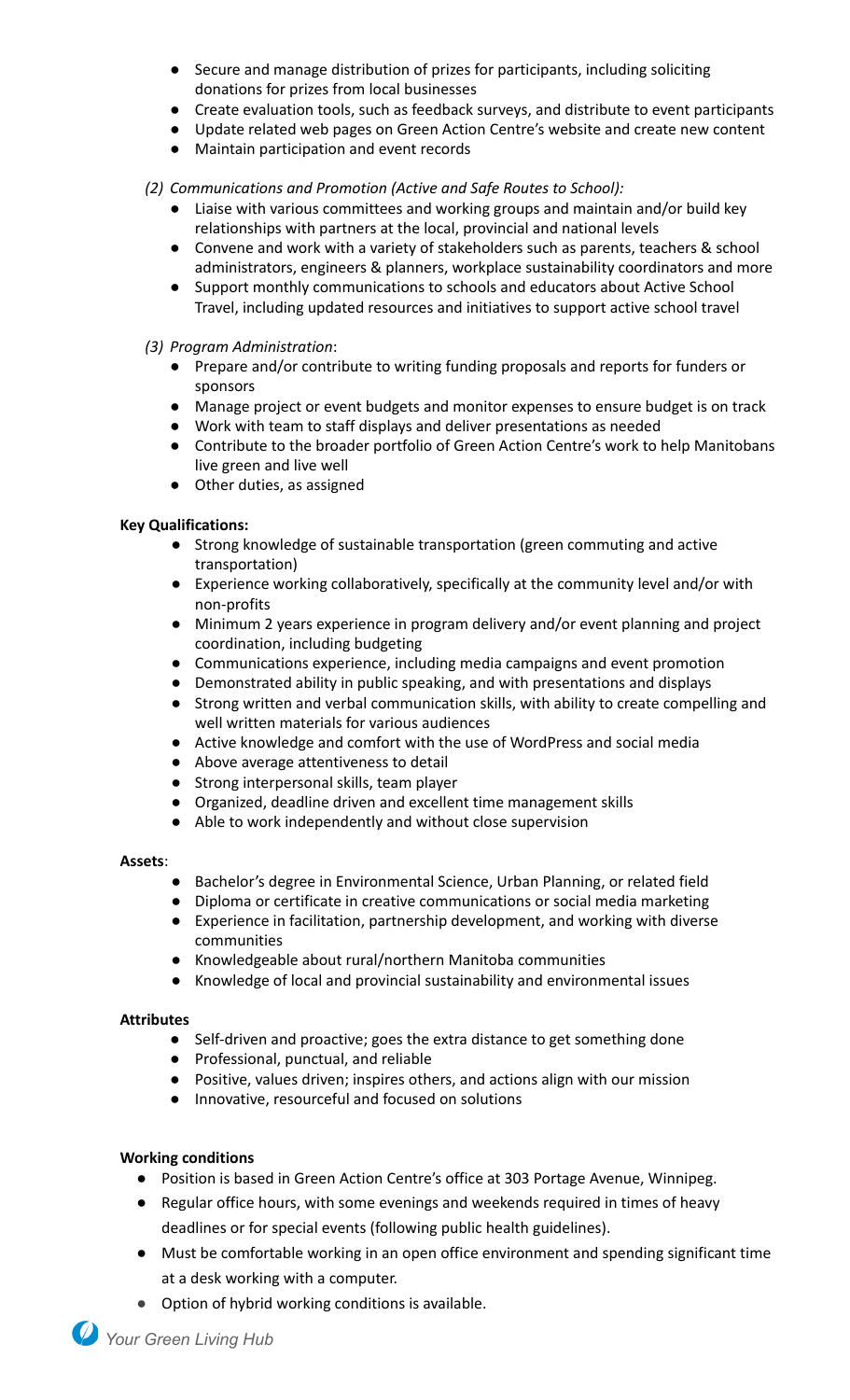- Secure and manage distribution of prizes for participants, including soliciting donations for prizes from local businesses
- Create evaluation tools, such as feedback surveys, and distribute to event participants
- Update related web pages on Green Action Centre's website and create new content
- Maintain participation and event records

*(2) Communications and Promotion (Active and Safe Routes to School):*

- Liaise with various committees and working groups and maintain and/or build key relationships with partners at the local, provincial and national levels
- Convene and work with a variety of stakeholders such as parents, teachers & school administrators, engineers & planners, workplace sustainability coordinators and more
- Support monthly communications to schools and educators about Active School Travel, including updated resources and initiatives to support active school travel

*(3) Program Administration*:

- Prepare and/or contribute to writing funding proposals and reports for funders or sponsors
- Manage project or event budgets and monitor expenses to ensure budget is on track
- Work with team to staff displays and deliver presentations as needed
- Contribute to the broader portfolio of Green Action Centre's work to help Manitobans live green and live well
- Other duties, as assigned

**Key Qualifications:**

- Strong knowledge of sustainable transportation (green commuting and active transportation)
- Experience working collaboratively, specifically at the community level and/or with non-profits
- Minimum 2 years experience in program delivery and/or event planning and project coordination, including budgeting
- Communications experience, including media campaigns and event promotion
- Demonstrated ability in public speaking, and with presentations and displays
- Strong written and verbal communication skills, with ability to create compelling and well written materials for various audiences
- Active knowledge and comfort with the use of WordPress and social media
- Above average attentiveness to detail
- Strong interpersonal skills, team player
- Organized, deadline driven and excellent time management skills
- Able to work independently and without close supervision

**Assets**:

- Bachelor's degree in Environmental Science, Urban Planning, or related field
- Diploma or certificate in creative communications or social media marketing
- Experience in facilitation, partnership development, and working with diverse communities
- Knowledgeable about rural/northern Manitoba communities
- Knowledge of local and provincial sustainability and environmental issues

**Attributes**

- Self-driven and proactive; goes the extra distance to get something done
- Professional, punctual, and reliable
- Positive, values driven; inspires others, and actions align with our mission
- Innovative, resourceful and focused on solutions

**Working conditions**

- Position is based in Green Action Centre's office at 303 Portage Avenue, Winnipeg.
- Regular office hours, with some evenings and weekends required in times of heavy deadlines or for special events (following public health guidelines).
- Must be comfortable working in an open office environment and spending significant time at a desk working with a computer.
- Option of hybrid working conditions is available.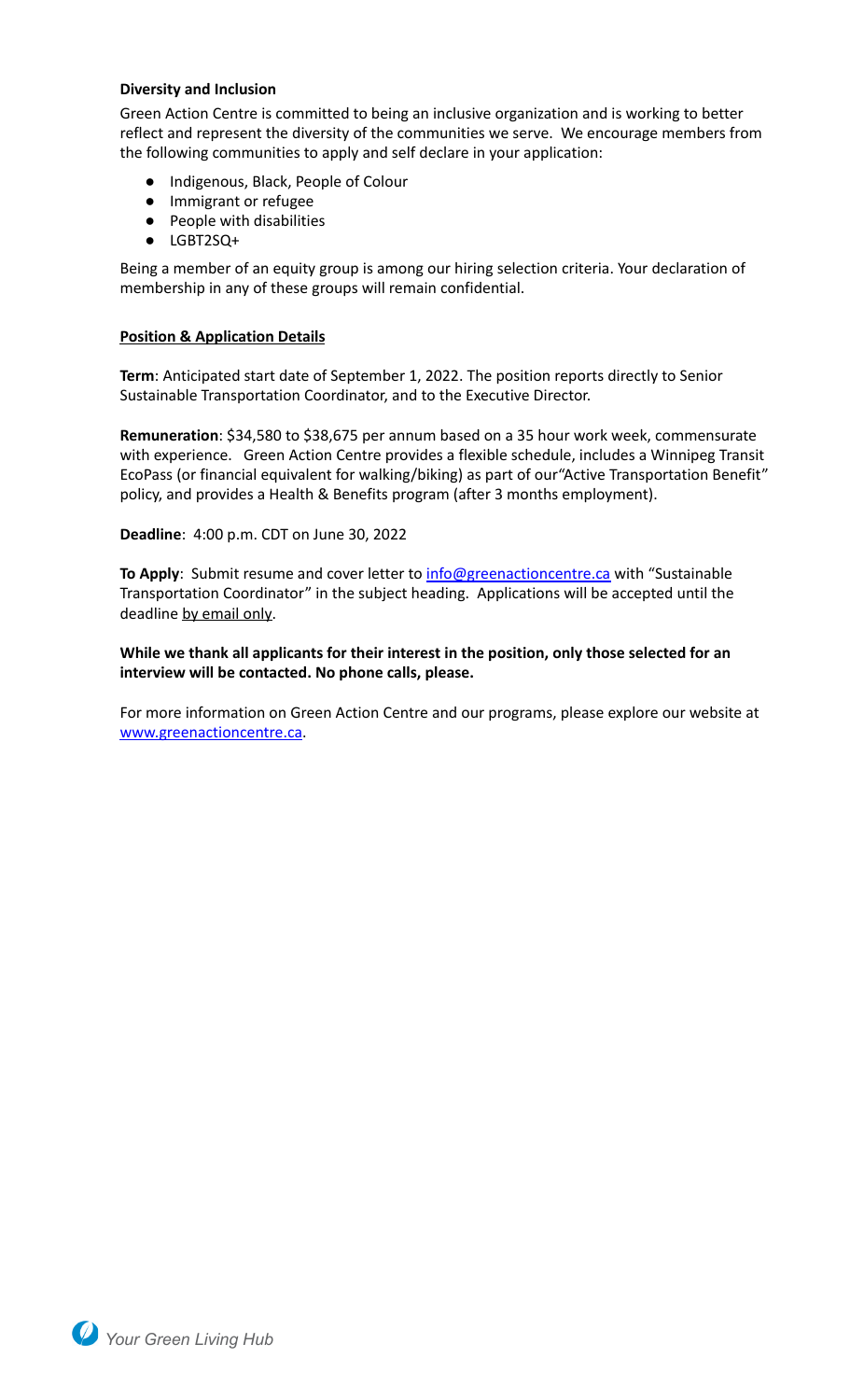**Diversity and Inclusion**

Green Action Centre is committed to being an inclusive organization and is working to better reflect and represent the diversity of the communities we serve. We encourage members from the following communities to apply and self declare in your application:

- Indigenous, Black, People of Colour
- Immigrant or refugee
- People with disabilities
- LGBT2SQ+

Being a member of an equity group is among our hiring selection criteria. Your declaration of membership in any of these groups will remain confidential.

**Position & Application Details**

**Term**: Anticipated start date of September 1, 2022. The position reports directly to Senior Sustainable Transportation Coordinator, and to the Executive Director.

**Remuneration**: $34,580 to $38,675 per annum based on a 35 hour work week, commensurate with experience. Green Action Centre provides a flexible schedule, includes a Winnipeg Transit EcoPass (or financial equivalent for walking/biking) as part of our"Active Transportation Benefit" policy, and provides a Health & Benefits program (after 3 months employment).

**Deadline**: 4:00 p.m. CDT on June 30, 2022

**To Apply**: Submit resume and cover letter to info@greenactioncentre.ca with "Sustainable Transportation Coordinator" in the subject heading. Applications will be accepted until the deadline by email only.

**While we thank all applicants for their interest in the position, only those selected for an interview will be contacted. No phone calls, please.**

For more information on Green Action Centre and our programs, please explore our website at www.greenactioncentre.ca.